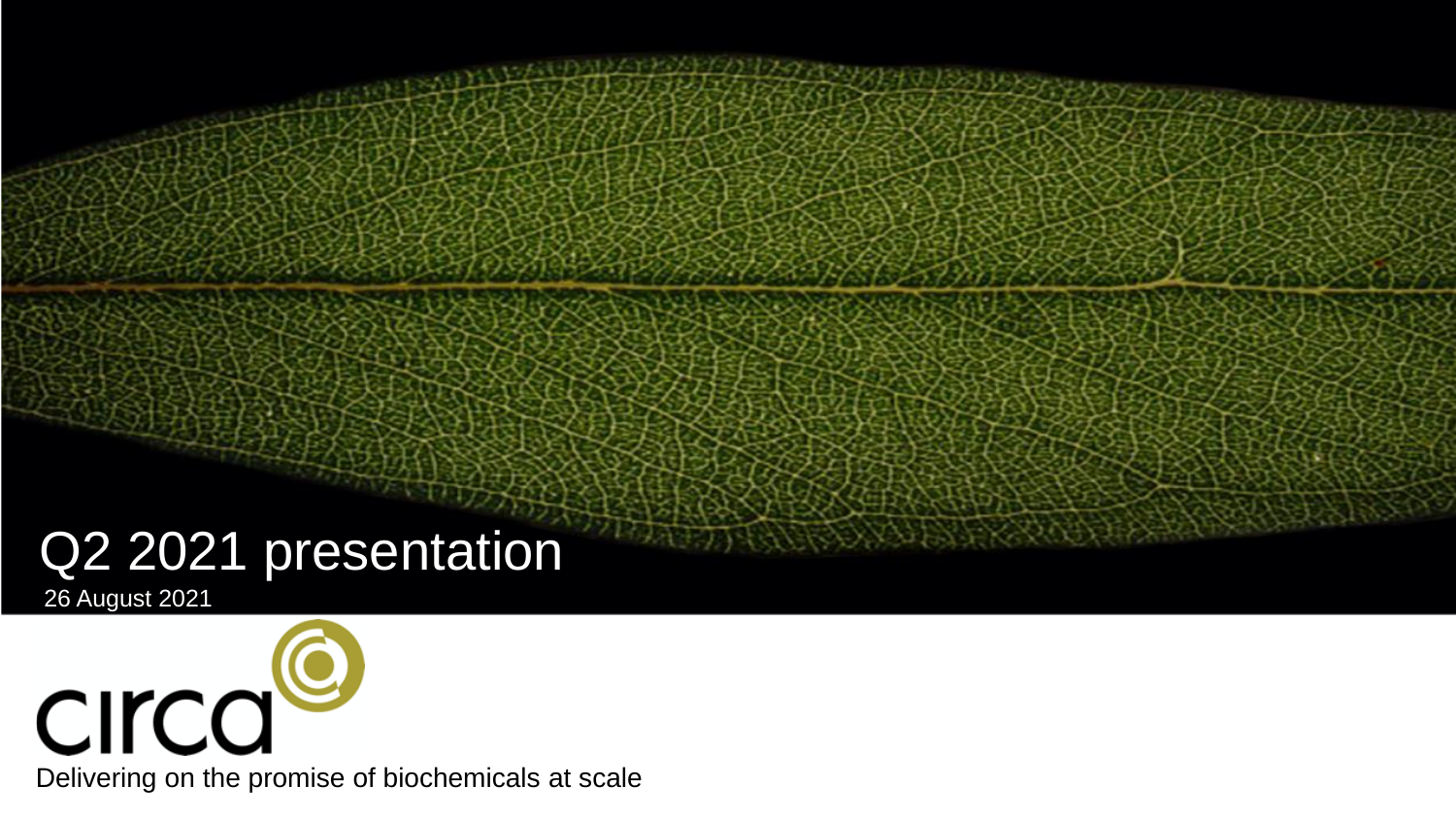# Q2 2021 presentation

26 August 2021

circa

Delivering on the promise of biochemicals at scale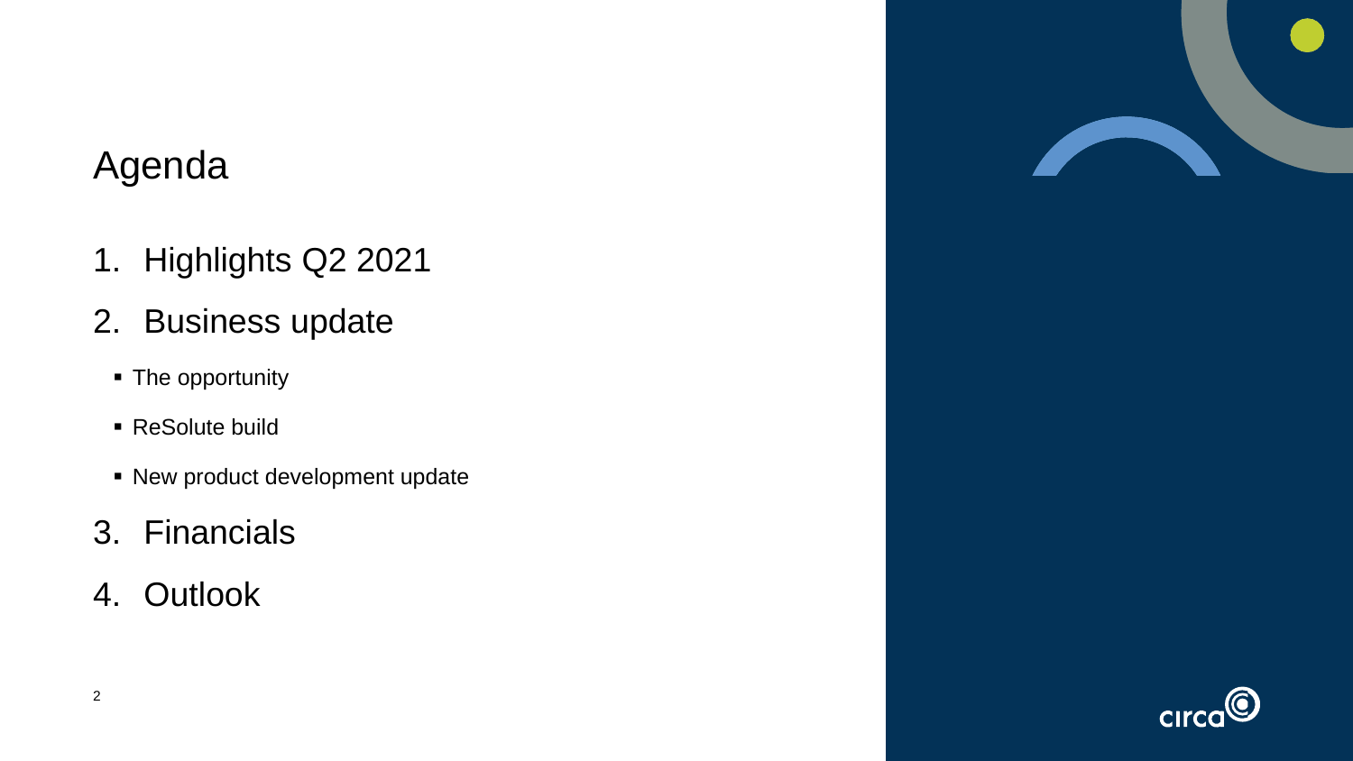# Agenda

1. Highlights Q2 2021
2. Business update
   - The opportunity
   - ReSolute build
   - New product development update
3. Financials
4. Outlook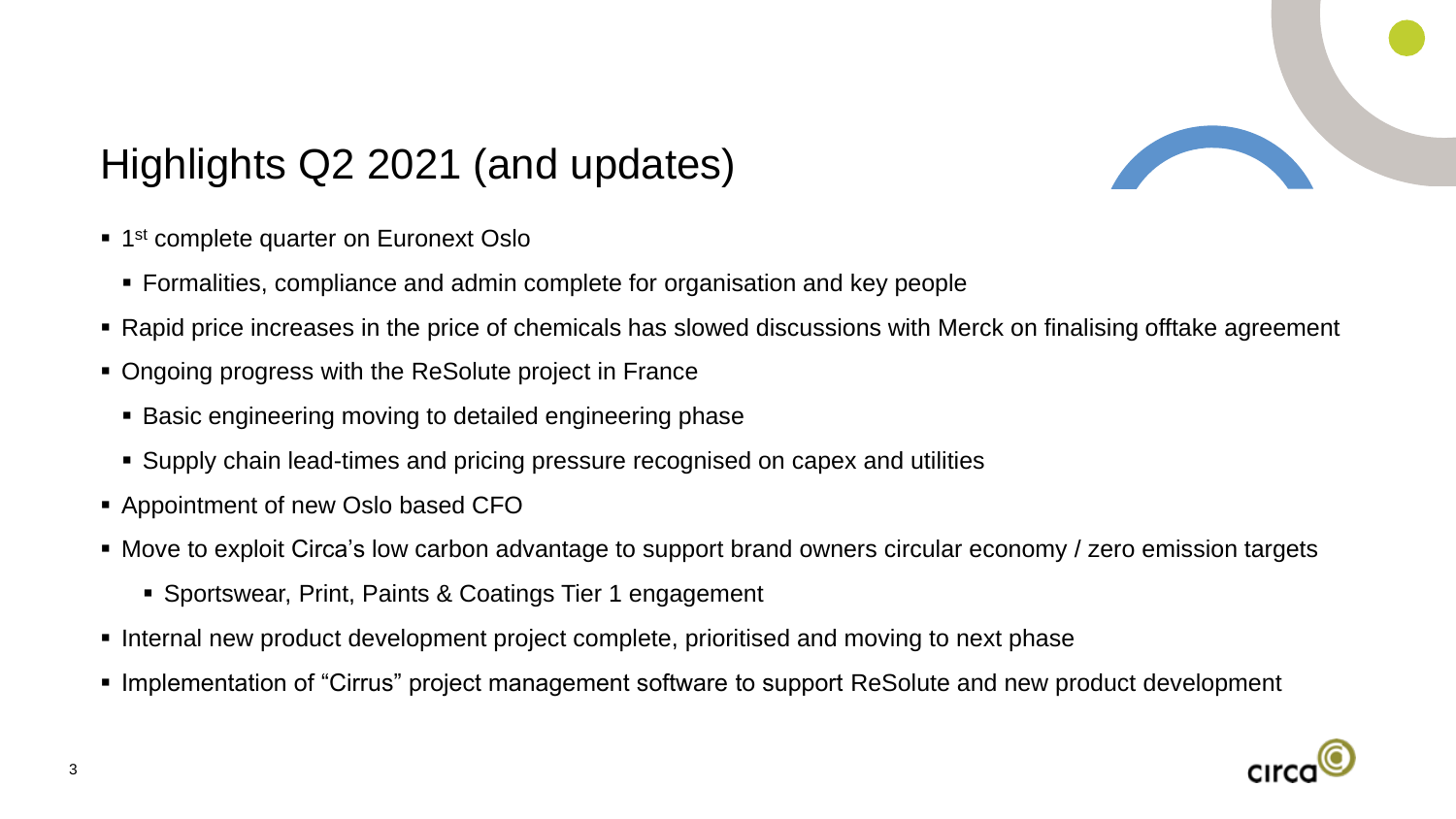# Highlights Q2 2021 (and updates)

- 1st complete quarter on Euronext Oslo
  - Formalities, compliance and admin complete for organisation and key people
- Rapid price increases in the price of chemicals has slowed discussions with Merck on finalising offtake agreement
- Ongoing progress with the ReSolute project in France
  - Basic engineering moving to detailed engineering phase
  - Supply chain lead-times and pricing pressure recognised on capex and utilities
- Appointment of new Oslo based CFO
- Move to exploit Circa's low carbon advantage to support brand owners circular economy / zero emission targets
  - Sportswear, Print, Paints & Coatings Tier 1 engagement
- Internal new product development project complete, prioritised and moving to next phase
- Implementation of "Cirrus" project management software to support ReSolute and new product development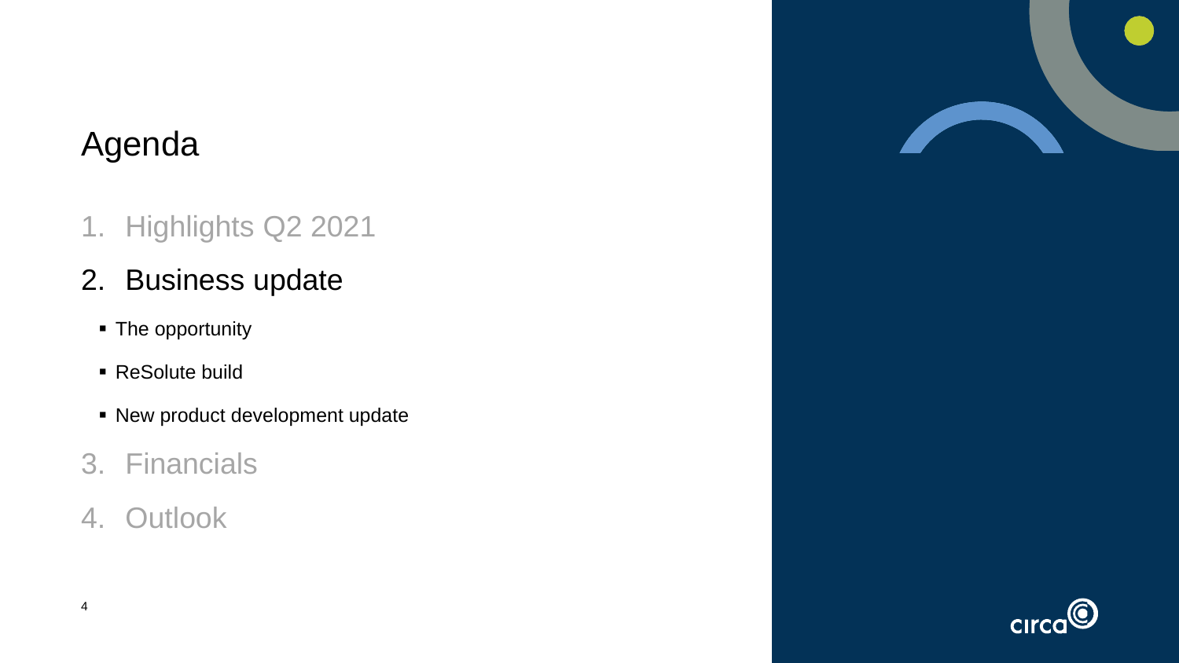# Agenda

1. Highlights Q2 2021
2. Business update
   - The opportunity
   - ReSolute build
   - New product development update
3. Financials
4. Outlook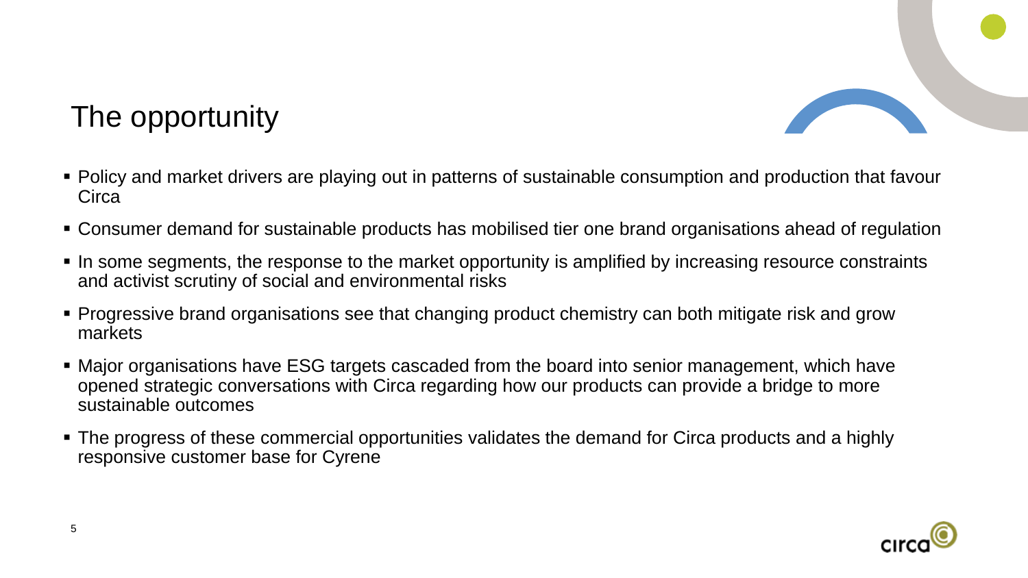# The opportunity

- Policy and market drivers are playing out in patterns of sustainable consumption and production that favour Circa
- Consumer demand for sustainable products has mobilised tier one brand organisations ahead of regulation
- In some segments, the response to the market opportunity is amplified by increasing resource constraints and activist scrutiny of social and environmental risks
- Progressive brand organisations see that changing product chemistry can both mitigate risk and grow markets
- Major organisations have ESG targets cascaded from the board into senior management, which have opened strategic conversations with Circa regarding how our products can provide a bridge to more sustainable outcomes
- The progress of these commercial opportunities validates the demand for Circa products and a highly responsive customer base for Cyrene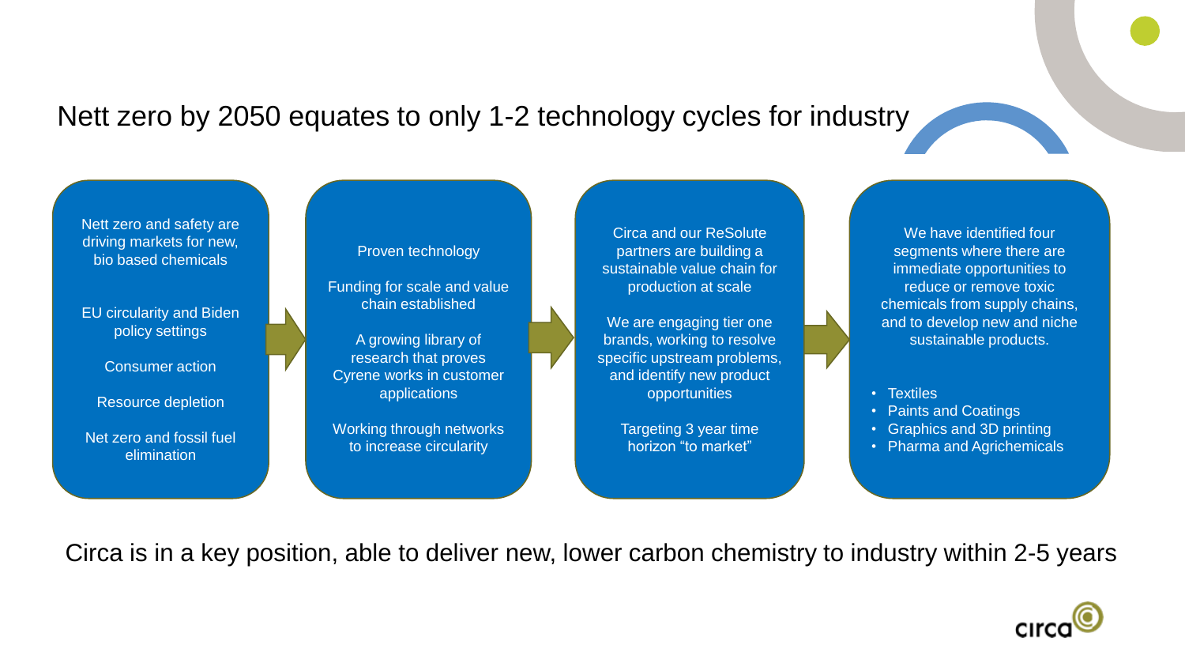# Nett zero by 2050 equates to only 1-2 technology cycles for industry

Nett zero and safety are driving markets for new, bio based chemicals

EU circularity and Biden policy settings

Consumer action

Resource depletion

Net zero and fossil fuel elimination

Proven technology

Funding for scale and value chain established

A growing library of research that proves Cyrene works in customer applications

Working through networks to increase circularity

Circa and our ReSolute partners are building a sustainable value chain for production at scale

We are engaging tier one brands, working to resolve specific upstream problems, and identify new product opportunities

Targeting 3 year time horizon "to market"

We have identified four segments where there are immediate opportunities to reduce or remove toxic chemicals from supply chains, and to develop new and niche sustainable products.

- Textiles
- Paints and Coatings
- Graphics and 3D printing
- Pharma and Agrichemicals

Circa is in a key position, able to deliver new, lower carbon chemistry to industry within 2-5 years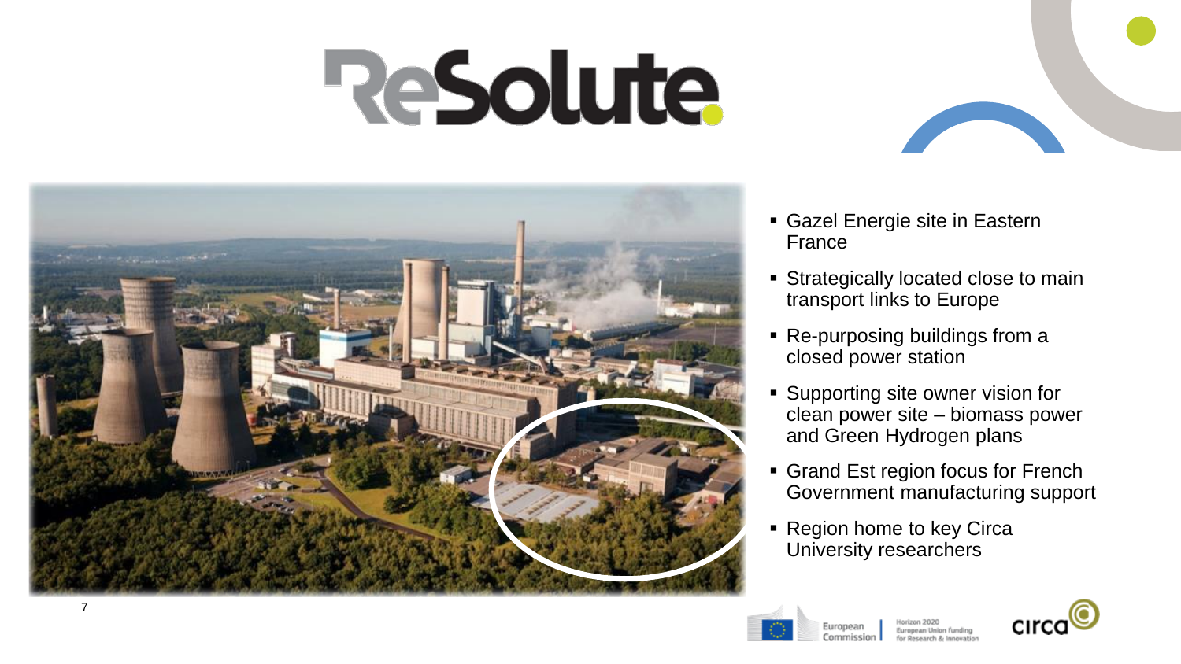# ReSolute

- Gazel Energie site in Eastern France
- Strategically located close to main transport links to Europe
- Re-purposing buildings from a closed power station
- Supporting site owner vision for clean power site – biomass power and Green Hydrogen plans
- Grand Est region focus for French Government manufacturing support
- Region home to key Circa University researchers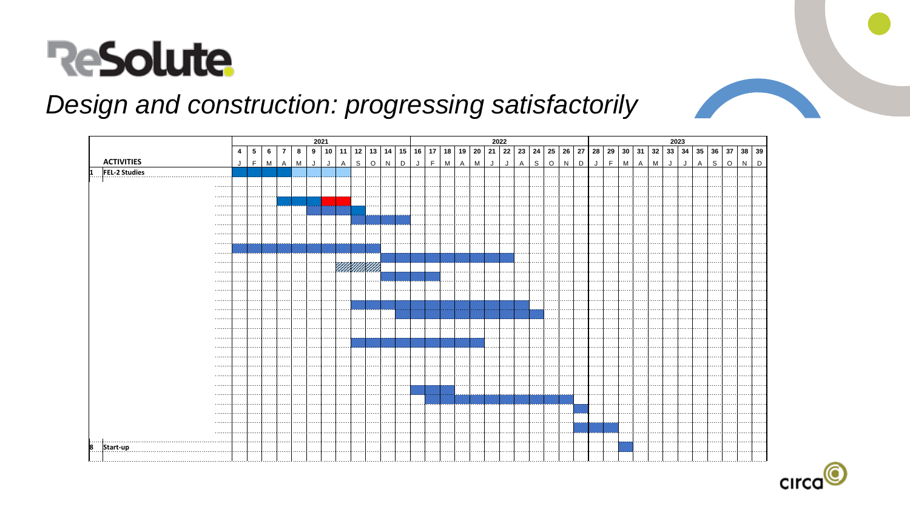# ReSolute

## *Design and construction: progressing satisfactorily*

| | ACTIVITIES | 2021 | | | | | | | | | | | | 2022 | | | | | | | | | | | | 2023 | | | | | | | | | | | |
|---|---|---|---|---|---|---|---|---|---|---|---|---|---|---|---|---|---|---|---|---|---|---|---|---|---|---|---|---|---|---|---|---|---|---|---|---|---|
| | | 4 | 5 | 6 | 7 | 8 | 9 | 10 | 11 | 12 | 13 | 14 | 15 | 16 | 17 | 18 | 19 | 20 | 21 | 22 | 23 | 24 | 25 | 26 | 27 | 28 | 29 | 30 | 31 | 32 | 33 | 34 | 35 | 36 | 37 | 38 | 39 |
| | | J | F | M | A | M | J | J | A | S | O | N | D | J | F | M | A | M | J | J | A | S | O | N | D | J | F | M | A | M | J | J | A | S | O | N | D |
| 1 | FEL-2 Studies | | | | | | | | | | | | | | | | | | | | | | | | | | | | | | | | | | | | |
| 8 | Start-up | | | | | | | | | | | | | | | | | | | | | | | | | | | | | | | | | | | | |

circa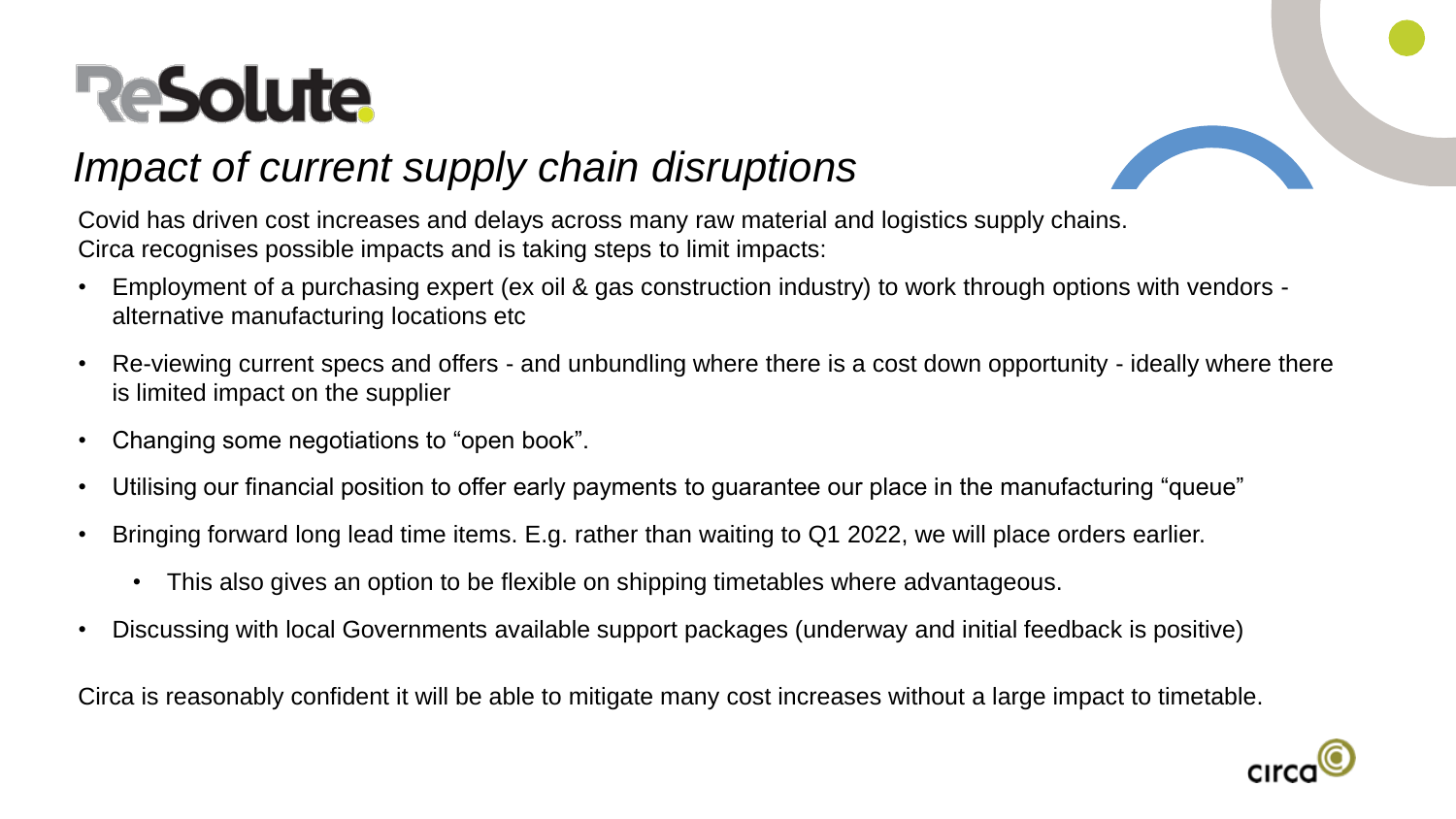# ReSolute

## *Impact of current supply chain disruptions*

Covid has driven cost increases and delays across many raw material and logistics supply chains. Circa recognises possible impacts and is taking steps to limit impacts:

- Employment of a purchasing expert (ex oil & gas construction industry) to work through options with vendors - alternative manufacturing locations etc
- Re-viewing current specs and offers - and unbundling where there is a cost down opportunity - ideally where there is limited impact on the supplier
- Changing some negotiations to "open book".
- Utilising our financial position to offer early payments to guarantee our place in the manufacturing "queue"
- Bringing forward long lead time items. E.g. rather than waiting to Q1 2022, we will place orders earlier.
  - This also gives an option to be flexible on shipping timetables where advantageous.
- Discussing with local Governments available support packages (underway and initial feedback is positive)

Circa is reasonably confident it will be able to mitigate many cost increases without a large impact to timetable.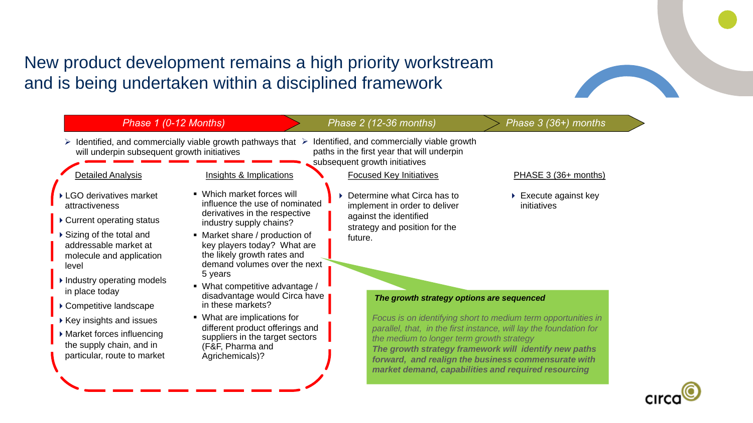# New product development remains a high priority workstream and is being undertaken within a disciplined framework

*Phase 1 (0-12 Months)* | *Phase 2 (12-36 months)* | *Phase 3 (36+) months*

- Identified, and commercially viable growth pathways that will underpin subsequent growth initiatives
- Identified, and commercially viable growth paths in the first year that will underpin subsequent growth initiatives

### Detailed Analysis

- LGO derivatives market attractiveness
- Current operating status
- Sizing of the total and addressable market at molecule and application level
- Industry operating models in place today
- Competitive landscape
- Key insights and issues
- Market forces influencing the supply chain, and in particular, route to market

### Insights & Implications

- Which market forces will influence the use of nominated derivatives in the respective industry supply chains?
- Market share / production of key players today? What are the likely growth rates and demand volumes over the next 5 years
- What competitive advantage / disadvantage would Circa have in these markets?
- What are implications for different product offerings and suppliers in the target sectors (F&F, Pharma and Agrichemicals)?

### Focused Key Initiatives

- Determine what Circa has to implement in order to deliver against the identified strategy and position for the future.

### PHASE 3 (36+ months)

- Execute against key initiatives

***The growth strategy options are sequenced***

*Focus is on identifying short to medium term opportunities in parallel, that, in the first instance, will lay the foundation for the medium to longer term growth strategy*

***The growth strategy framework will identify new paths forward, and realign the business commensurate with market demand, capabilities and required resourcing***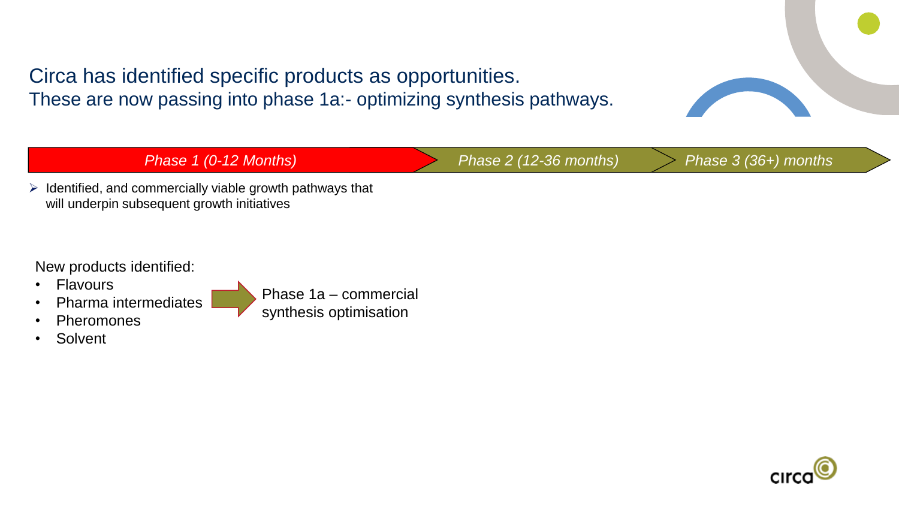## Circa has identified specific products as opportunities.
These are now passing into phase 1a:- optimizing synthesis pathways.

| *Phase 1 (0-12 Months)* | *Phase 2 (12-36 months)* | *Phase 3 (36+) months* |
|---|---|---|

- Identified, and commercially viable growth pathways that will underpin subsequent growth initiatives

New products identified:

- Flavours
- Pharma intermediates
- Pheromones
- Solvent

→ Phase 1a – commercial synthesis optimisation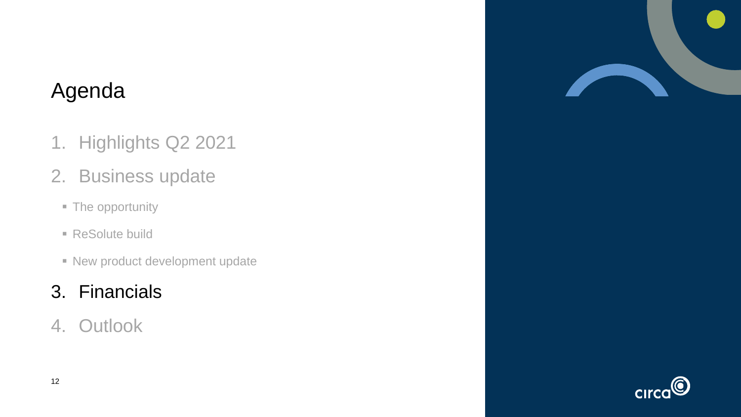# Agenda

1. Highlights Q2 2021
2. Business update
   - The opportunity
   - ReSolute build
   - New product development update
3. **Financials**
4. Outlook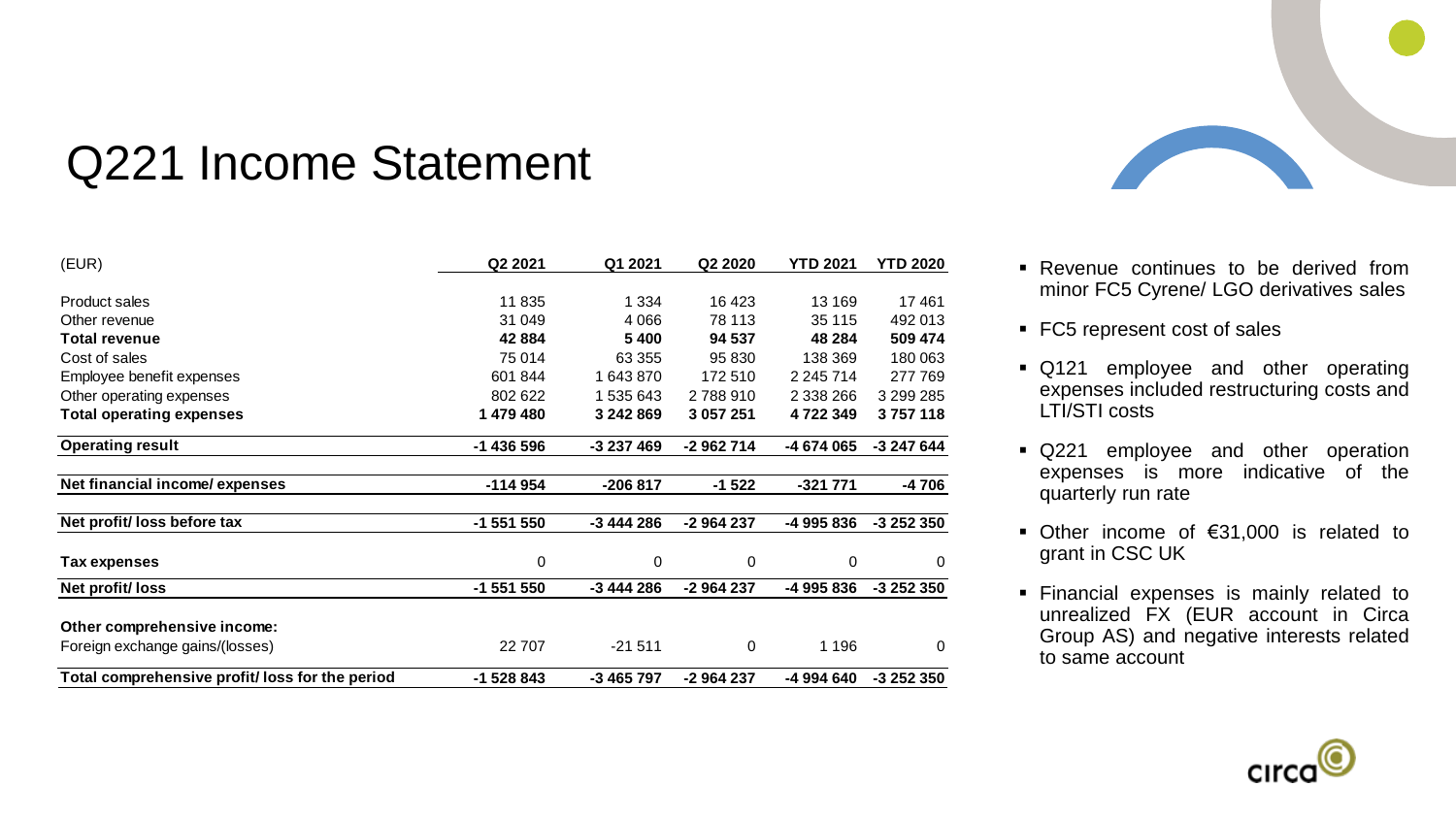# Q221 Income Statement

| (EUR) | Q2 2021 | Q1 2021 | Q2 2020 | YTD 2021 | YTD 2020 |
|---|---|---|---|---|---|
| Product sales | 11 835 | 1 334 | 16 423 | 13 169 | 17 461 |
| Other revenue | 31 049 | 4 066 | 78 113 | 35 115 | 492 013 |
| **Total revenue** | **42 884** | **5 400** | **94 537** | **48 284** | **509 474** |
| Cost of sales | 75 014 | 63 355 | 95 830 | 138 369 | 180 063 |
| Employee benefit expenses | 601 844 | 1 643 870 | 172 510 | 2 245 714 | 277 769 |
| Other operating expenses | 802 622 | 1 535 643 | 2 788 910 | 2 338 266 | 3 299 285 |
| **Total operating expenses** | **1 479 480** | **3 242 869** | **3 057 251** | **4 722 349** | **3 757 118** |
| **Operating result** | **-1 436 596** | **-3 237 469** | **-2 962 714** | **-4 674 065** | **-3 247 644** |
| **Net financial income/ expenses** | **-114 954** | **-206 817** | **-1 522** | **-321 771** | **-4 706** |
| **Net profit/ loss before tax** | **-1 551 550** | **-3 444 286** | **-2 964 237** | **-4 995 836** | **-3 252 350** |
| **Tax expenses** | 0 | 0 | 0 | 0 | 0 |
| **Net profit/ loss** | **-1 551 550** | **-3 444 286** | **-2 964 237** | **-4 995 836** | **-3 252 350** |
| **Other comprehensive income:** | | | | | |
| Foreign exchange gains/(losses) | 22 707 | -21 511 | 0 | 1 196 | 0 |
| **Total comprehensive profit/ loss for the period** | **-1 528 843** | **-3 465 797** | **-2 964 237** | **-4 994 640** | **-3 252 350** |

- Revenue continues to be derived from minor FC5 Cyrene/ LGO derivatives sales
- FC5 represent cost of sales
- Q121 employee and other operating expenses included restructuring costs and LTI/STI costs
- Q221 employee and other operation expenses is more indicative of the quarterly run rate
- Other income of €31,000 is related to grant in CSC UK
- Financial expenses is mainly related to unrealized FX (EUR account in Circa Group AS) and negative interests related to same account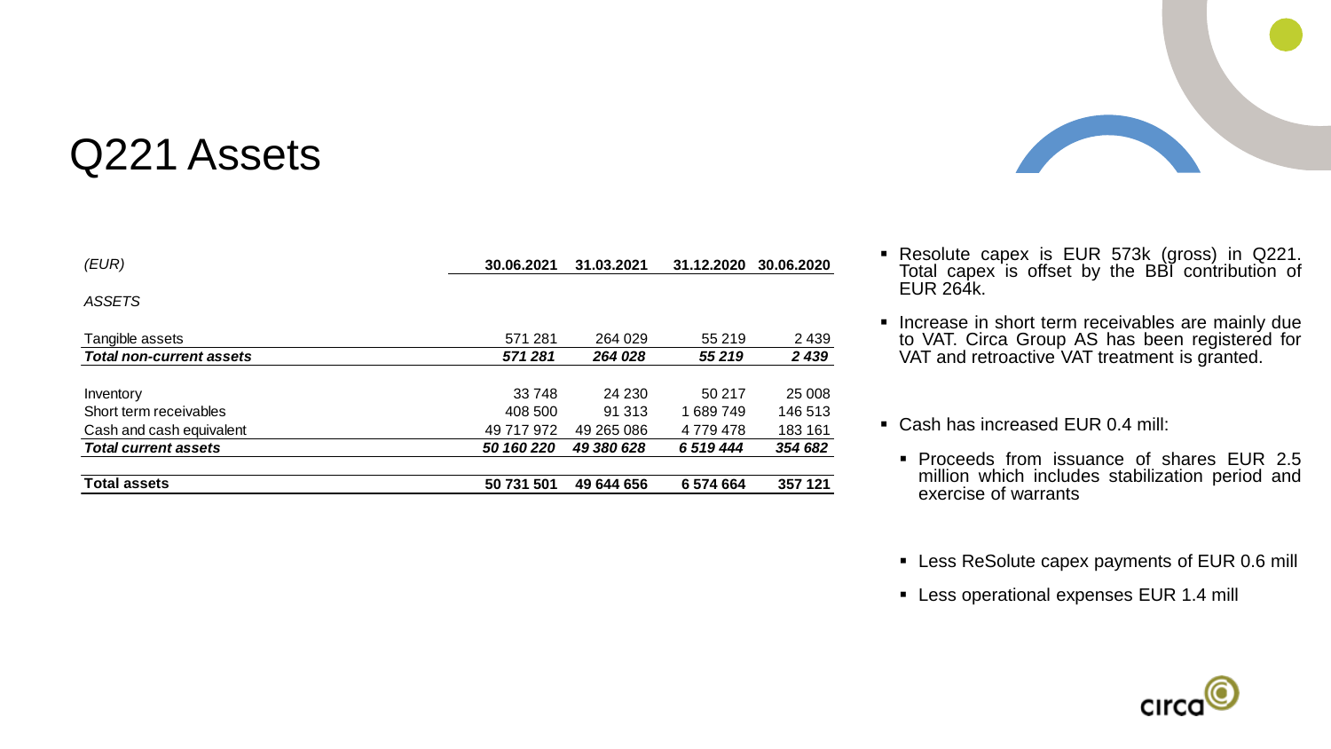# Q221 Assets

| (EUR) | 30.06.2021 | 31.03.2021 | 31.12.2020 | 30.06.2020 |
|---|---|---|---|---|
| *ASSETS* | | | | |
| Tangible assets | 571 281 | 264 029 | 55 219 | 2 439 |
| ***Total non-current assets*** | ***571 281*** | ***264 028*** | ***55 219*** | ***2 439*** |
| Inventory | 33 748 | 24 230 | 50 217 | 25 008 |
| Short term receivables | 408 500 | 91 313 | 1 689 749 | 146 513 |
| Cash and cash equivalent | 49 717 972 | 49 265 086 | 4 779 478 | 183 161 |
| ***Total current assets*** | ***50 160 220*** | ***49 380 628*** | ***6 519 444*** | ***354 682*** |
| **Total assets** | **50 731 501** | **49 644 656** | **6 574 664** | **357 121** |

- Resolute capex is EUR 573k (gross) in Q221. Total capex is offset by the BBI contribution of EUR 264k.
- Increase in short term receivables are mainly due to VAT. Circa Group AS has been registered for VAT and retroactive VAT treatment is granted.
- Cash has increased EUR 0.4 mill:
  - Proceeds from issuance of shares EUR 2.5 million which includes stabilization period and exercise of warrants
  - Less ReSolute capex payments of EUR 0.6 mill
  - Less operational expenses EUR 1.4 mill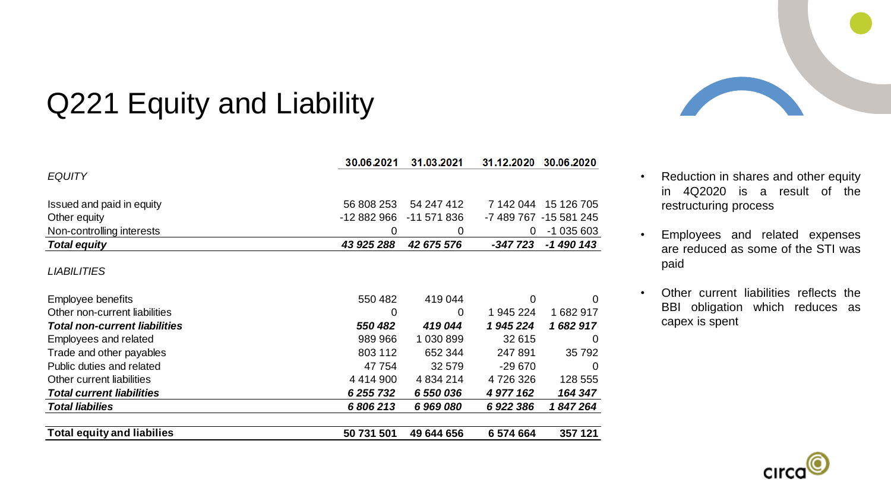# Q221 Equity and Liability

| | 30.06.2021 | 31.03.2021 | 31.12.2020 | 30.06.2020 |
|---|---|---|---|---|
| *EQUITY* | | | | |
| Issued and paid in equity | 56 808 253 | 54 247 412 | 7 142 044 | 15 126 705 |
| Other equity | -12 882 966 | -11 571 836 | -7 489 767 | -15 581 245 |
| Non-controlling interests | 0 | 0 | 0 | -1 035 603 |
| ***Total equity*** | ***43 925 288*** | ***42 675 576*** | ***-347 723*** | ***-1 490 143*** |
| *LIABILITIES* | | | | |
| Employee benefits | 550 482 | 419 044 | 0 | 0 |
| Other non-current liabilities | 0 | 0 | 1 945 224 | 1 682 917 |
| ***Total non-current liabilities*** | ***550 482*** | ***419 044*** | ***1 945 224*** | ***1 682 917*** |
| Employees and related | 989 966 | 1 030 899 | 32 615 | 0 |
| Trade and other payables | 803 112 | 652 344 | 247 891 | 35 792 |
| Public duties and related | 47 754 | 32 579 | -29 670 | 0 |
| Other current liabilities | 4 414 900 | 4 834 214 | 4 726 326 | 128 555 |
| ***Total current liabilities*** | ***6 255 732*** | ***6 550 036*** | ***4 977 162*** | ***164 347*** |
| ***Total liabilies*** | ***6 806 213*** | ***6 969 080*** | ***6 922 386*** | ***1 847 264*** |
| **Total equity and liabilies** | **50 731 501** | **49 644 656** | **6 574 664** | **357 121** |

- Reduction in shares and other equity in 4Q2020 is a result of the restructuring process
- Employees and related expenses are reduced as some of the STI was paid
- Other current liabilities reflects the BBI obligation which reduces as capex is spent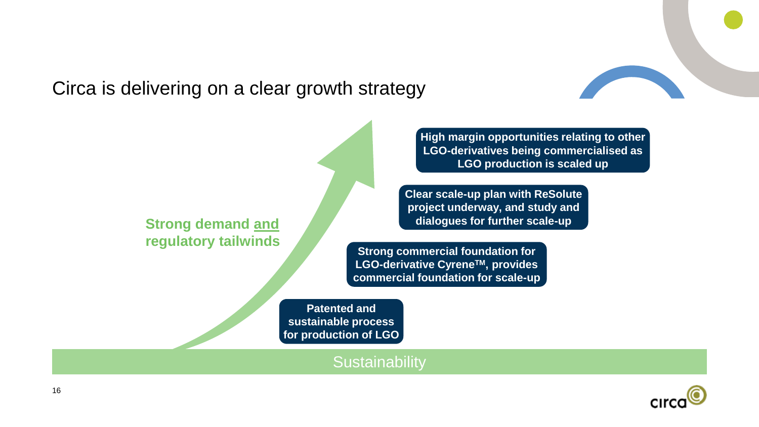# Circa is delivering on a clear growth strategy

**Strong demand and regulatory tailwinds**

**High margin opportunities relating to other LGO-derivatives being commercialised as LGO production is scaled up**

**Clear scale-up plan with ReSolute project underway, and study and dialogues for further scale-up**

**Strong commercial foundation for LGO-derivative Cyrene™, provides commercial foundation for scale-up**

**Patented and sustainable process for production of LGO**

Sustainability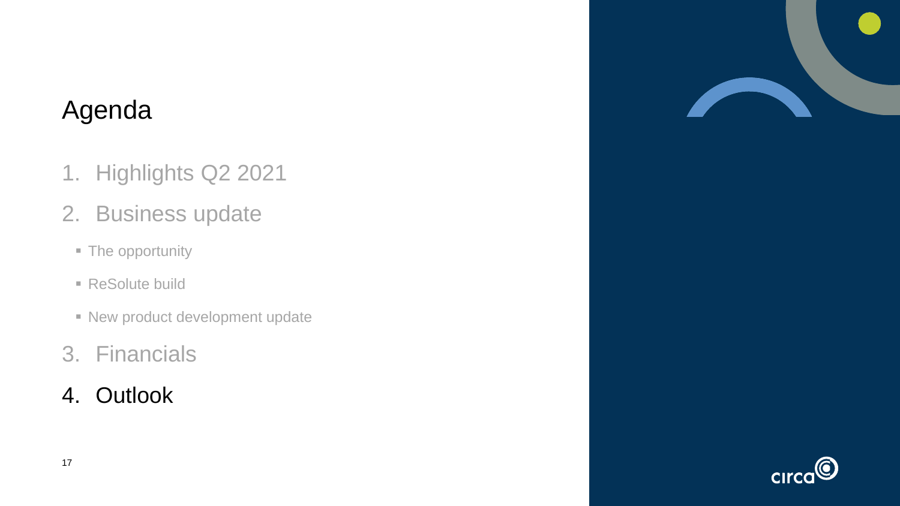# Agenda

1. Highlights Q2 2021
2. Business update
   - The opportunity
   - ReSolute build
   - New product development update
3. Financials
4. Outlook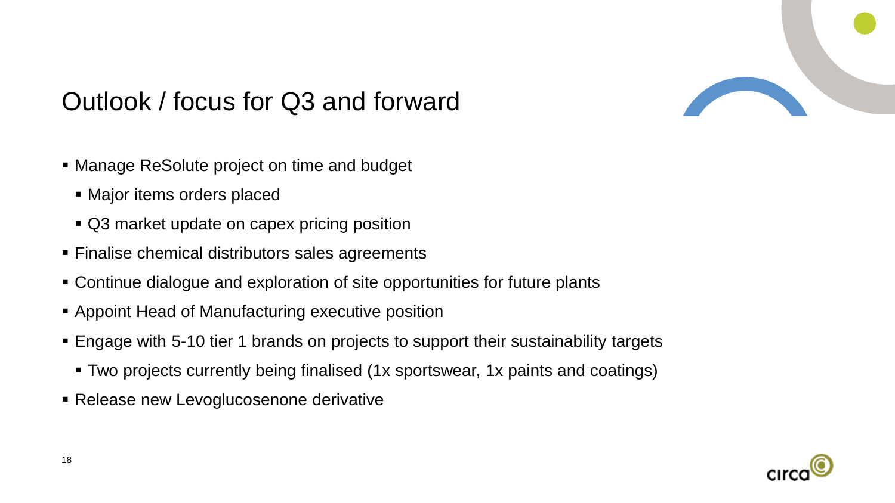# Outlook / focus for Q3 and forward

- Manage ReSolute project on time and budget
  - Major items orders placed
  - Q3 market update on capex pricing position
- Finalise chemical distributors sales agreements
- Continue dialogue and exploration of site opportunities for future plants
- Appoint Head of Manufacturing executive position
- Engage with 5-10 tier 1 brands on projects to support their sustainability targets
  - Two projects currently being finalised (1x sportswear, 1x paints and coatings)
- Release new Levoglucosenone derivative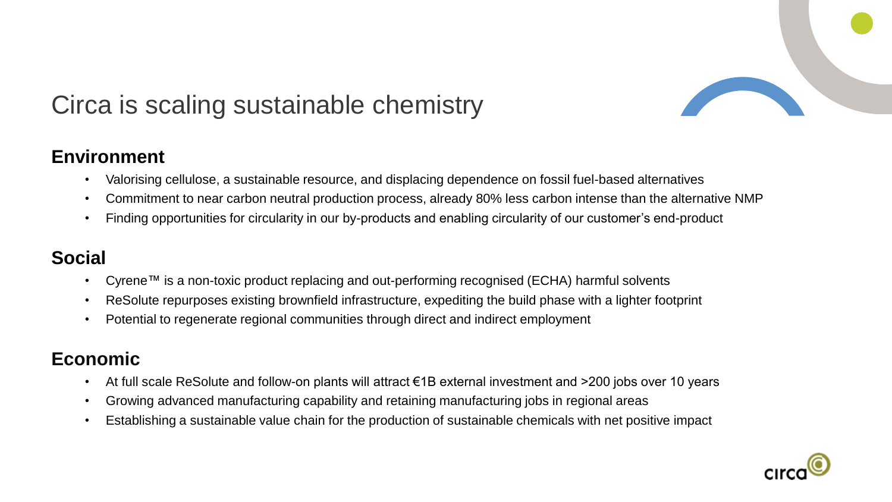# Circa is scaling sustainable chemistry

## Environment

- Valorising cellulose, a sustainable resource, and displacing dependence on fossil fuel-based alternatives
- Commitment to near carbon neutral production process, already 80% less carbon intense than the alternative NMP
- Finding opportunities for circularity in our by-products and enabling circularity of our customer's end-product

## Social

- Cyrene™ is a non-toxic product replacing and out-performing recognised (ECHA) harmful solvents
- ReSolute repurposes existing brownfield infrastructure, expediting the build phase with a lighter footprint
- Potential to regenerate regional communities through direct and indirect employment

## Economic

- At full scale ReSolute and follow-on plants will attract €1B external investment and >200 jobs over 10 years
- Growing advanced manufacturing capability and retaining manufacturing jobs in regional areas
- Establishing a sustainable value chain for the production of sustainable chemicals with net positive impact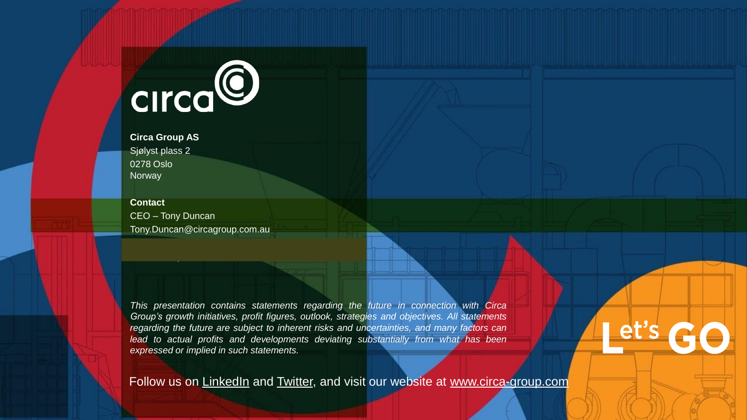circa

**Circa Group AS**
Sjølyst plass 2
0278 Oslo
Norway

**Contact**
CEO – Tony Duncan
Tony.Duncan@circagroup.com.au

*This presentation contains statements regarding the future in connection with Circa Group's growth initiatives, profit figures, outlook, strategies and objectives. All statements regarding the future are subject to inherent risks and uncertainties, and many factors can lead to actual profits and developments deviating substantially from what has been expressed or implied in such statements.*

Let's GO

Follow us on LinkedIn and Twitter, and visit our website at www.circa-group.com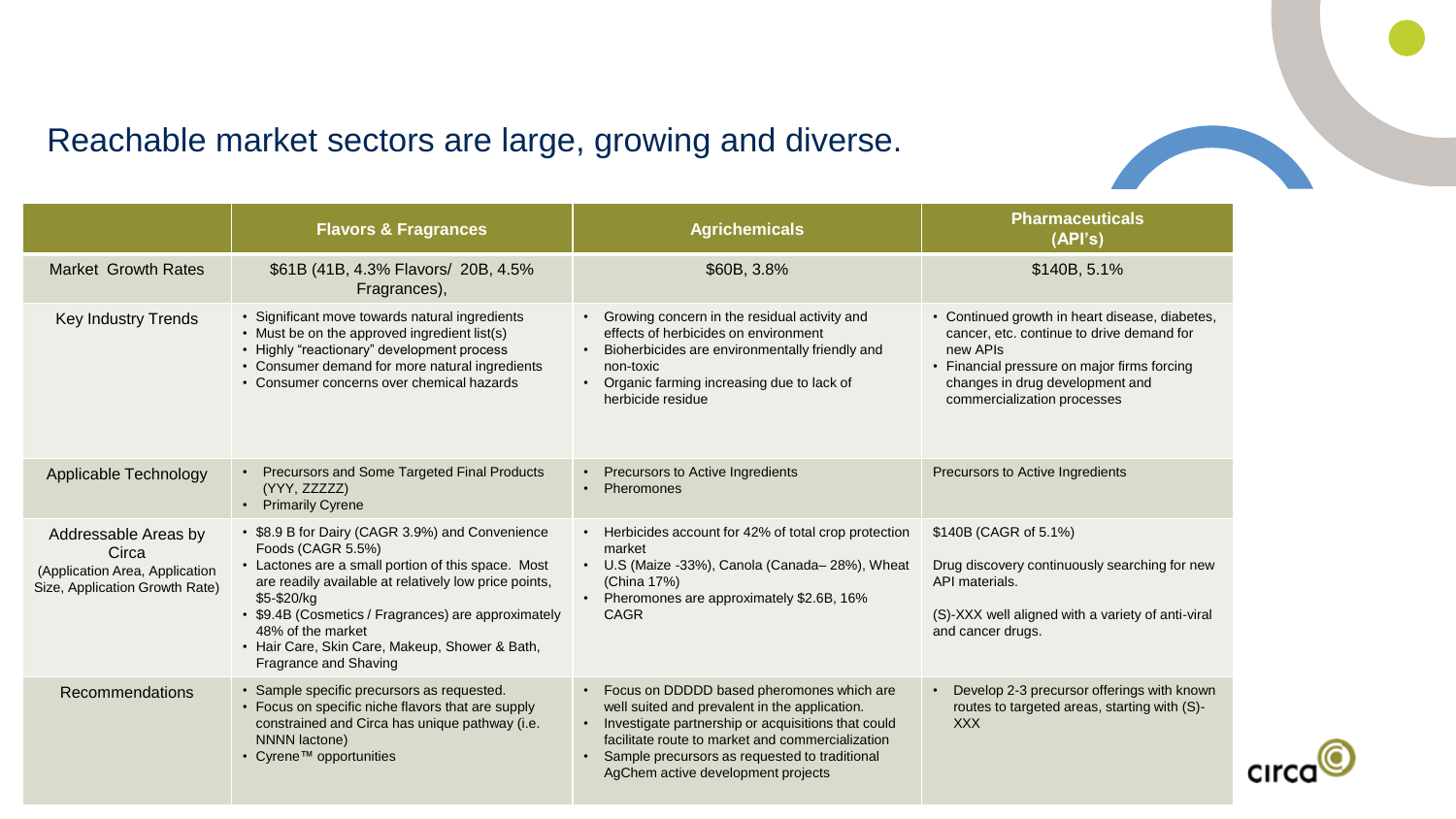## Reachable market sectors are large, growing and diverse.

| | Flavors & Fragrances | Agrichemicals | Pharmaceuticals (API's) |
|---|---|---|---|
| Market Growth Rates | $61B (41B, 4.3% Flavors/ 20B, 4.5% Fragrances), | $60B, 3.8% | $140B, 5.1% |
| Key Industry Trends | • Significant move towards natural ingredients<br>• Must be on the approved ingredient list(s)<br>• Highly "reactionary" development process<br>• Consumer demand for more natural ingredients<br>• Consumer concerns over chemical hazards | • Growing concern in the residual activity and effects of herbicides on environment<br>• Bioherbicides are environmentally friendly and non-toxic<br>• Organic farming increasing due to lack of herbicide residue | • Continued growth in heart disease, diabetes, cancer, etc. continue to drive demand for new APIs<br>• Financial pressure on major firms forcing changes in drug development and commercialization processes |
| Applicable Technology | • Precursors and Some Targeted Final Products (YYY, ZZZZZ)<br>• Primarily Cyrene | • Precursors to Active Ingredients<br>• Pheromones | Precursors to Active Ingredients |
| Addressable Areas by Circa (Application Area, Application Size, Application Growth Rate) | • $8.9 B for Dairy (CAGR 3.9%) and Convenience Foods (CAGR 5.5%)<br>• Lactones are a small portion of this space. Most are readily available at relatively low price points, $5-$20/kg<br>• $9.4B (Cosmetics / Fragrances) are approximately 48% of the market<br>• Hair Care, Skin Care, Makeup, Shower & Bath, Fragrance and Shaving | • Herbicides account for 42% of total crop protection market<br>• U.S (Maize -33%), Canola (Canada– 28%), Wheat (China 17%)<br>• Pheromones are approximately $2.6B, 16% CAGR | $140B (CAGR of 5.1%)<br><br>Drug discovery continuously searching for new API materials.<br><br>(S)-XXX well aligned with a variety of anti-viral and cancer drugs. |
| Recommendations | • Sample specific precursors as requested.<br>• Focus on specific niche flavors that are supply constrained and Circa has unique pathway (i.e. NNNN lactone)<br>• Cyrene™ opportunities | • Focus on DDDDD based pheromones which are well suited and prevalent in the application.<br>• Investigate partnership or acquisitions that could facilitate route to market and commercialization<br>• Sample precursors as requested to traditional AgChem active development projects | • Develop 2-3 precursor offerings with known routes to targeted areas, starting with (S)-XXX |

circa